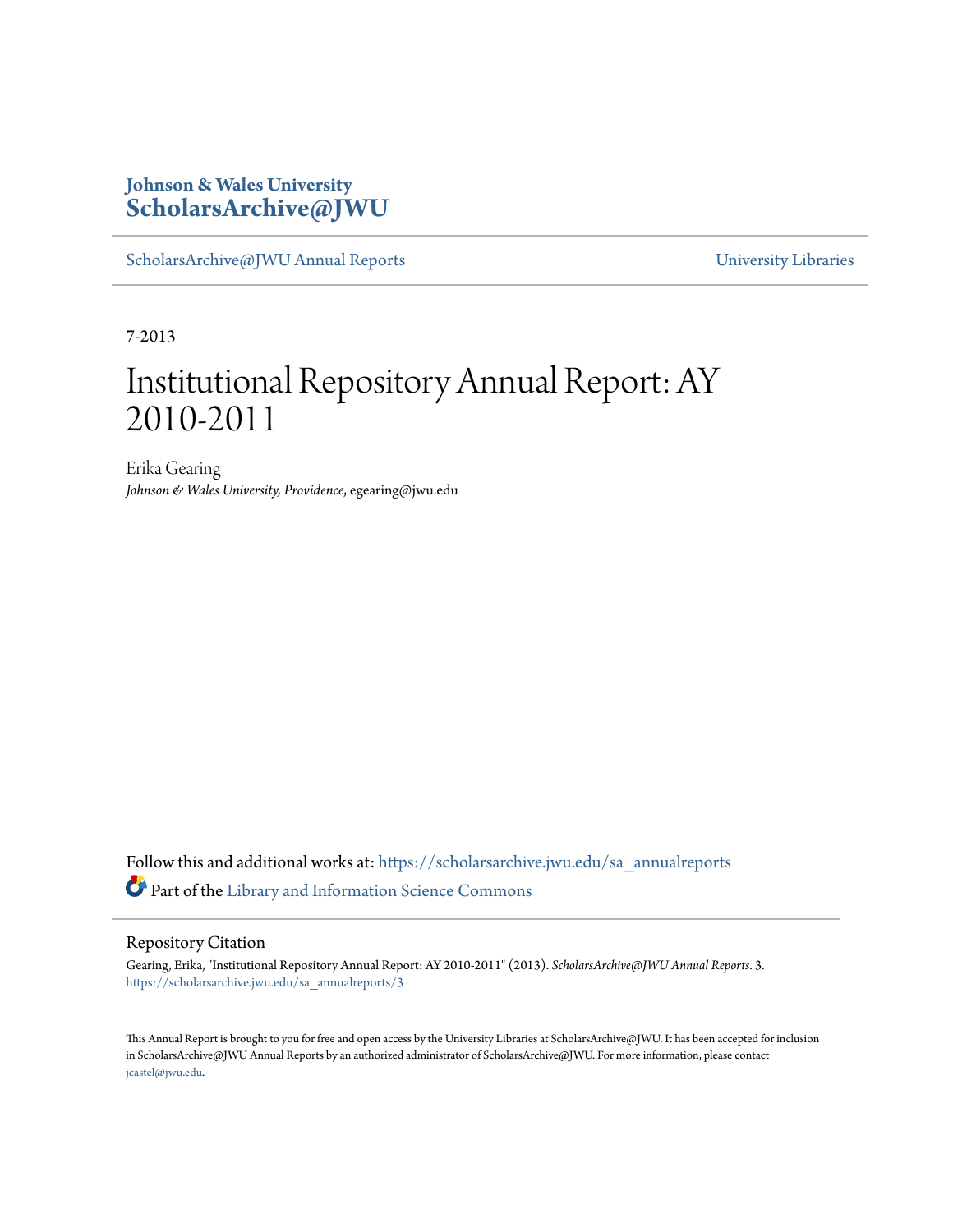**Johnson & Wales University**
**ScholarsArchive@JWU**

ScholarsArchive@JWU Annual Reports | University Libraries

7-2013

# Institutional Repository Annual Report: AY 2010-2011

Erika Gearing
*Johnson & Wales University, Providence*, egearing@jwu.edu

Follow this and additional works at: https://scholarsarchive.jwu.edu/sa_annualreports

Part of the Library and Information Science Commons

## Repository Citation

Gearing, Erika, "Institutional Repository Annual Report: AY 2010-2011" (2013). *ScholarsArchive@JWU Annual Reports*. 3.
https://scholarsarchive.jwu.edu/sa_annualreports/3

This Annual Report is brought to you for free and open access by the University Libraries at ScholarsArchive@JWU. It has been accepted for inclusion in ScholarsArchive@JWU Annual Reports by an authorized administrator of ScholarsArchive@JWU. For more information, please contact jcastel@jwu.edu.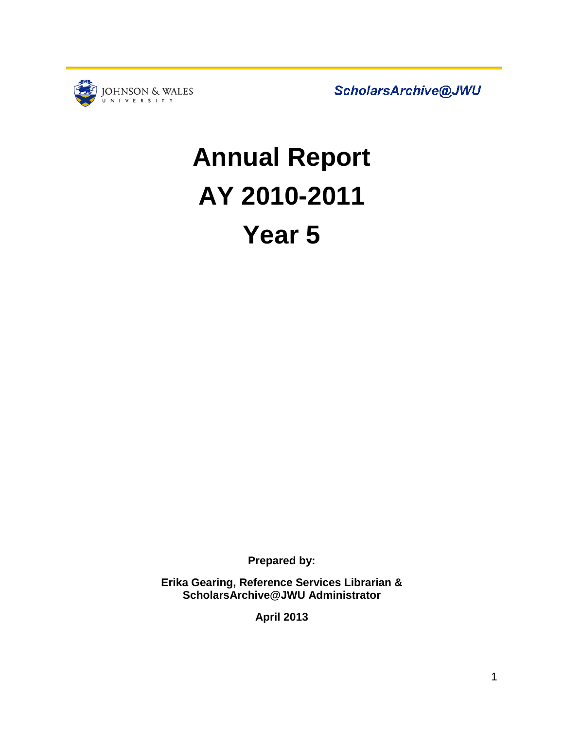JOHNSON & WALES UNIVERSITY

*ScholarsArchive@JWU*

# Annual Report
# AY 2010-2011
# Year 5

**Prepared by:**

**Erika Gearing, Reference Services Librarian & ScholarsArchive@JWU Administrator**

**April 2013**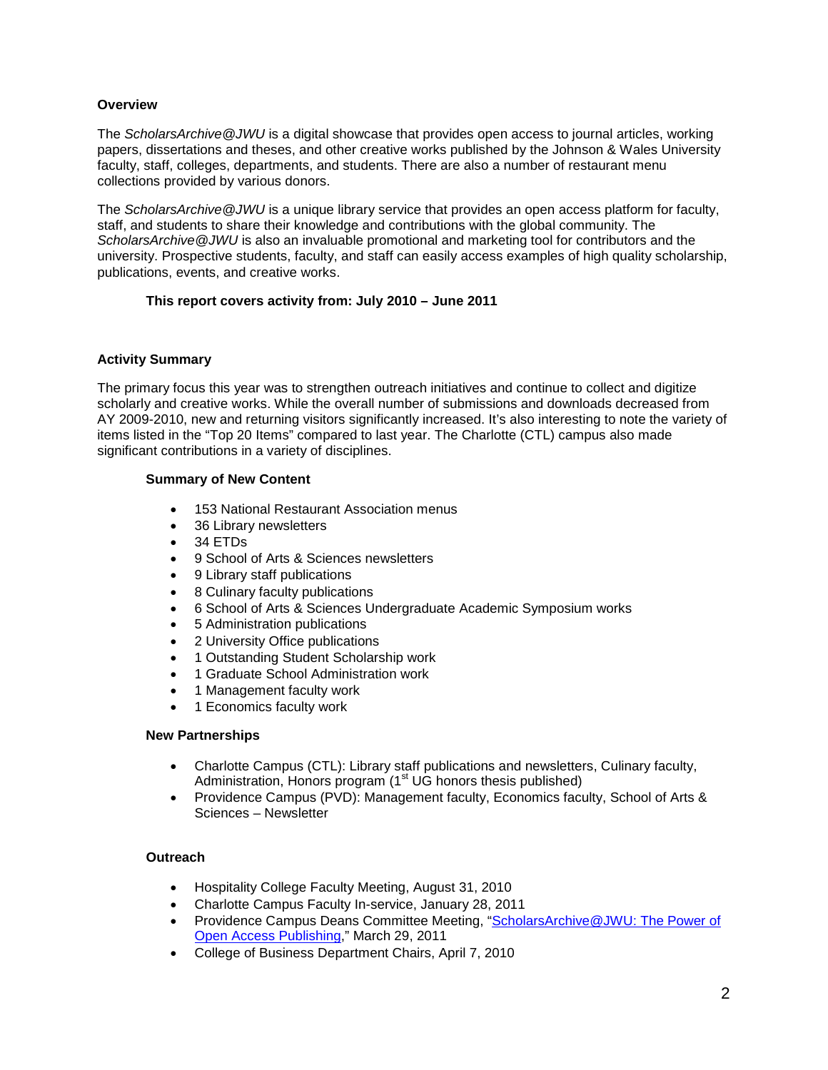## Overview

The *ScholarsArchive@JWU* is a digital showcase that provides open access to journal articles, working papers, dissertations and theses, and other creative works published by the Johnson & Wales University faculty, staff, colleges, departments, and students. There are also a number of restaurant menu collections provided by various donors.

The *ScholarsArchive@JWU* is a unique library service that provides an open access platform for faculty, staff, and students to share their knowledge and contributions with the global community. The *ScholarsArchive@JWU* is also an invaluable promotional and marketing tool for contributors and the university. Prospective students, faculty, and staff can easily access examples of high quality scholarship, publications, events, and creative works.

**This report covers activity from: July 2010 – June 2011**

## Activity Summary

The primary focus this year was to strengthen outreach initiatives and continue to collect and digitize scholarly and creative works. While the overall number of submissions and downloads decreased from AY 2009-2010, new and returning visitors significantly increased. It's also interesting to note the variety of items listed in the "Top 20 Items" compared to last year. The Charlotte (CTL) campus also made significant contributions in a variety of disciplines.

### Summary of New Content

- 153 National Restaurant Association menus
- 36 Library newsletters
- 34 ETDs
- 9 School of Arts & Sciences newsletters
- 9 Library staff publications
- 8 Culinary faculty publications
- 6 School of Arts & Sciences Undergraduate Academic Symposium works
- 5 Administration publications
- 2 University Office publications
- 1 Outstanding Student Scholarship work
- 1 Graduate School Administration work
- 1 Management faculty work
- 1 Economics faculty work

### New Partnerships

- Charlotte Campus (CTL): Library staff publications and newsletters, Culinary faculty, Administration, Honors program (1st UG honors thesis published)
- Providence Campus (PVD): Management faculty, Economics faculty, School of Arts & Sciences – Newsletter

### Outreach

- Hospitality College Faculty Meeting, August 31, 2010
- Charlotte Campus Faculty In-service, January 28, 2011
- Providence Campus Deans Committee Meeting, "ScholarsArchive@JWU: The Power of Open Access Publishing," March 29, 2011
- College of Business Department Chairs, April 7, 2010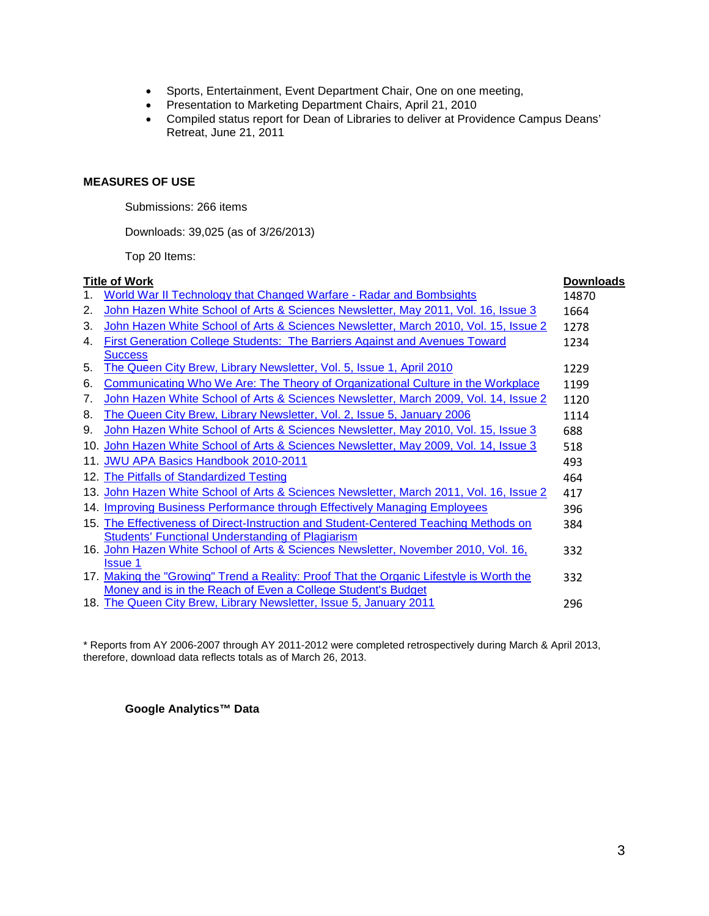- Sports, Entertainment, Event Department Chair, One on one meeting,
- Presentation to Marketing Department Chairs, April 21, 2010
- Compiled status report for Dean of Libraries to deliver at Providence Campus Deans' Retreat, June 21, 2011

**MEASURES OF USE**

Submissions: 266 items

Downloads: 39,025 (as of 3/26/2013)

Top 20 Items:

| | Title of Work | Downloads |
|---|---|---|
| 1. | World War II Technology that Changed Warfare - Radar and Bombsights | 14870 |
| 2. | John Hazen White School of Arts & Sciences Newsletter, May 2011, Vol. 16, Issue 3 | 1664 |
| 3. | John Hazen White School of Arts & Sciences Newsletter, March 2010, Vol. 15, Issue 2 | 1278 |
| 4. | First Generation College Students: The Barriers Against and Avenues Toward Success | 1234 |
| 5. | The Queen City Brew, Library Newsletter, Vol. 5, Issue 1, April 2010 | 1229 |
| 6. | Communicating Who We Are: The Theory of Organizational Culture in the Workplace | 1199 |
| 7. | John Hazen White School of Arts & Sciences Newsletter, March 2009, Vol. 14, Issue 2 | 1120 |
| 8. | The Queen City Brew, Library Newsletter, Vol. 2, Issue 5, January 2006 | 1114 |
| 9. | John Hazen White School of Arts & Sciences Newsletter, May 2010, Vol. 15, Issue 3 | 688 |
| 10. | John Hazen White School of Arts & Sciences Newsletter, May 2009, Vol. 14, Issue 3 | 518 |
| 11. | JWU APA Basics Handbook 2010-2011 | 493 |
| 12. | The Pitfalls of Standardized Testing | 464 |
| 13. | John Hazen White School of Arts & Sciences Newsletter, March 2011, Vol. 16, Issue 2 | 417 |
| 14. | Improving Business Performance through Effectively Managing Employees | 396 |
| 15. | The Effectiveness of Direct-Instruction and Student-Centered Teaching Methods on Students' Functional Understanding of Plagiarism | 384 |
| 16. | John Hazen White School of Arts & Sciences Newsletter, November 2010, Vol. 16, Issue 1 | 332 |
| 17. | Making the "Growing" Trend a Reality: Proof That the Organic Lifestyle is Worth the Money and is in the Reach of Even a College Student's Budget | 332 |
| 18. | The Queen City Brew, Library Newsletter, Issue 5, January 2011 | 296 |

\* Reports from AY 2006-2007 through AY 2011-2012 were completed retrospectively during March & April 2013, therefore, download data reflects totals as of March 26, 2013.

**Google Analytics™ Data**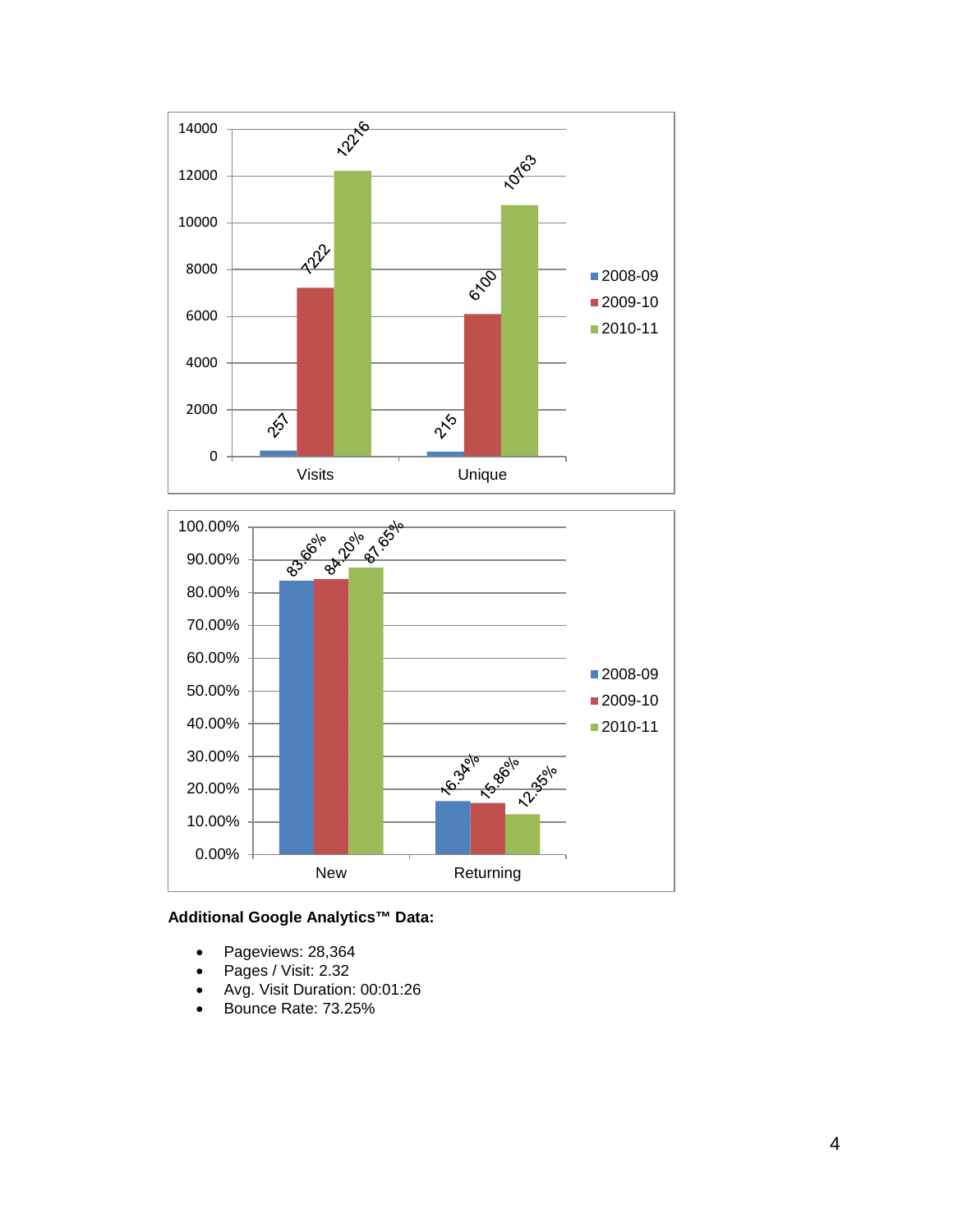| | 2008-09 | 2009-10 | 2010-11 |
| --- | --- | --- | --- |
| Visits | 257 | 7222 | 12216 |
| Unique | 215 | 6100 | 10763 |

| | 2008-09 | 2009-10 | 2010-11 |
| --- | --- | --- | --- |
| New | 83.66% | 84.20% | 87.65% |
| Returning | 16.34% | 15.86% | 12.35% |

**Additional Google Analytics™ Data:**

- Pageviews: 28,364
- Pages / Visit: 2.32
- Avg. Visit Duration: 00:01:26
- Bounce Rate: 73.25%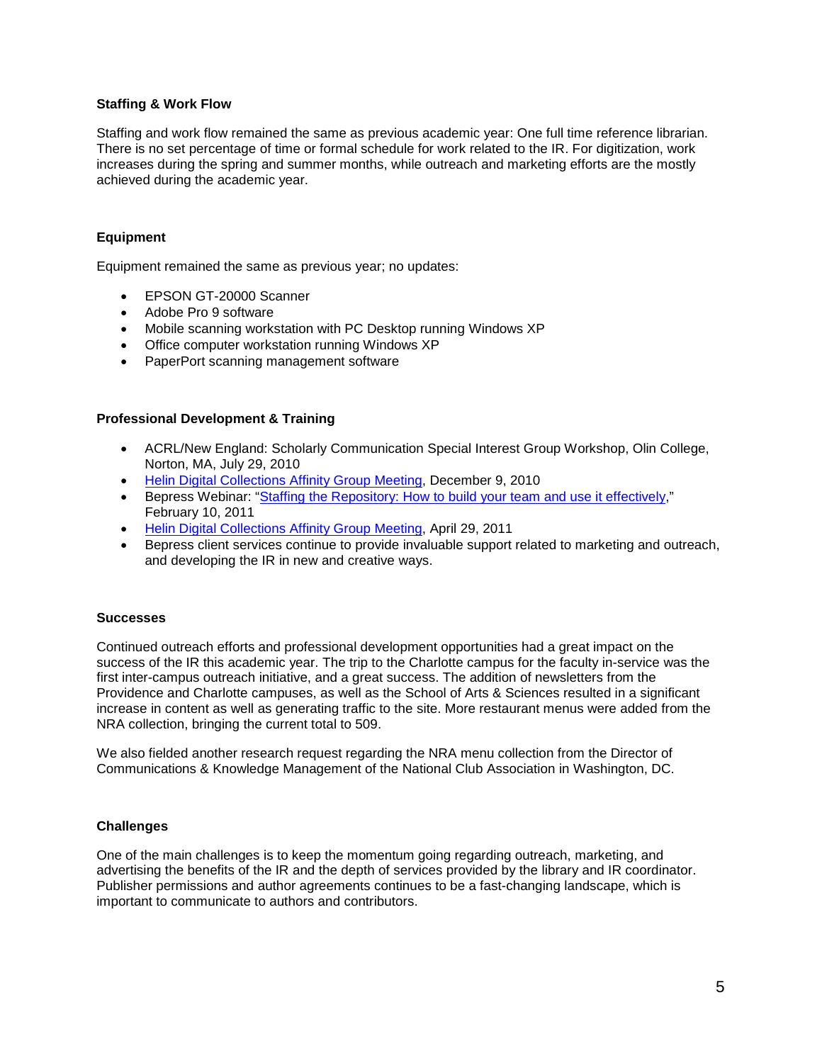**Staffing & Work Flow**

Staffing and work flow remained the same as previous academic year: One full time reference librarian. There is no set percentage of time or formal schedule for work related to the IR. For digitization, work increases during the spring and summer months, while outreach and marketing efforts are the mostly achieved during the academic year.

**Equipment**

Equipment remained the same as previous year; no updates:

- EPSON GT-20000 Scanner
- Adobe Pro 9 software
- Mobile scanning workstation with PC Desktop running Windows XP
- Office computer workstation running Windows XP
- PaperPort scanning management software

**Professional Development & Training**

- ACRL/New England: Scholarly Communication Special Interest Group Workshop, Olin College, Norton, MA, July 29, 2010
- Helin Digital Collections Affinity Group Meeting, December 9, 2010
- Bepress Webinar: "Staffing the Repository: How to build your team and use it effectively," February 10, 2011
- Helin Digital Collections Affinity Group Meeting, April 29, 2011
- Bepress client services continue to provide invaluable support related to marketing and outreach, and developing the IR in new and creative ways.

**Successes**

Continued outreach efforts and professional development opportunities had a great impact on the success of the IR this academic year. The trip to the Charlotte campus for the faculty in-service was the first inter-campus outreach initiative, and a great success. The addition of newsletters from the Providence and Charlotte campuses, as well as the School of Arts & Sciences resulted in a significant increase in content as well as generating traffic to the site. More restaurant menus were added from the NRA collection, bringing the current total to 509.

We also fielded another research request regarding the NRA menu collection from the Director of Communications & Knowledge Management of the National Club Association in Washington, DC.

**Challenges**

One of the main challenges is to keep the momentum going regarding outreach, marketing, and advertising the benefits of the IR and the depth of services provided by the library and IR coordinator. Publisher permissions and author agreements continues to be a fast-changing landscape, which is important to communicate to authors and contributors.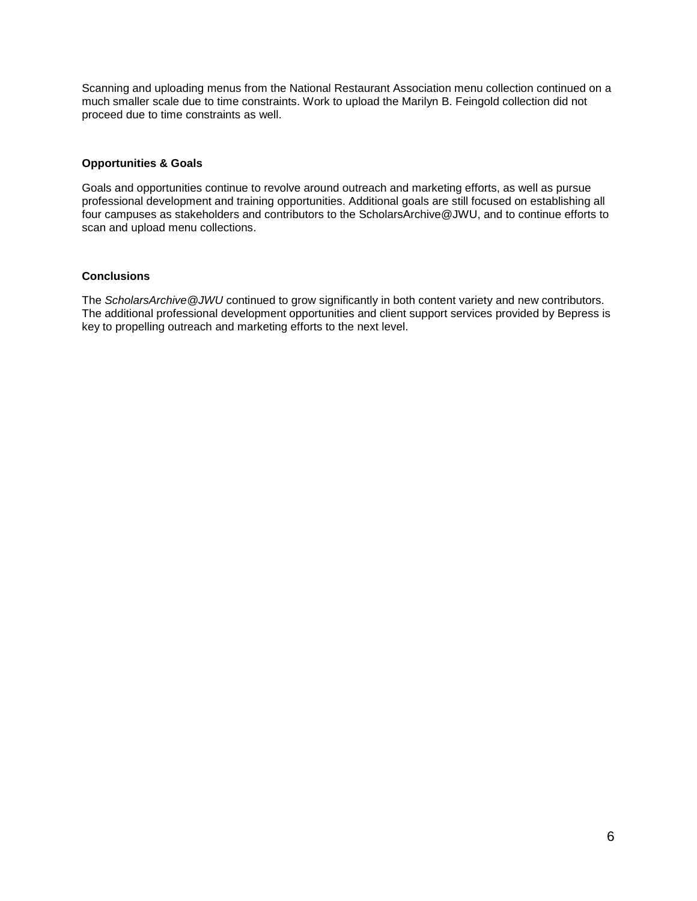Scanning and uploading menus from the National Restaurant Association menu collection continued on a much smaller scale due to time constraints. Work to upload the Marilyn B. Feingold collection did not proceed due to time constraints as well.

### Opportunities & Goals

Goals and opportunities continue to revolve around outreach and marketing efforts, as well as pursue professional development and training opportunities. Additional goals are still focused on establishing all four campuses as stakeholders and contributors to the ScholarsArchive@JWU, and to continue efforts to scan and upload menu collections.

### Conclusions

The *ScholarsArchive@JWU* continued to grow significantly in both content variety and new contributors. The additional professional development opportunities and client support services provided by Bepress is key to propelling outreach and marketing efforts to the next level.